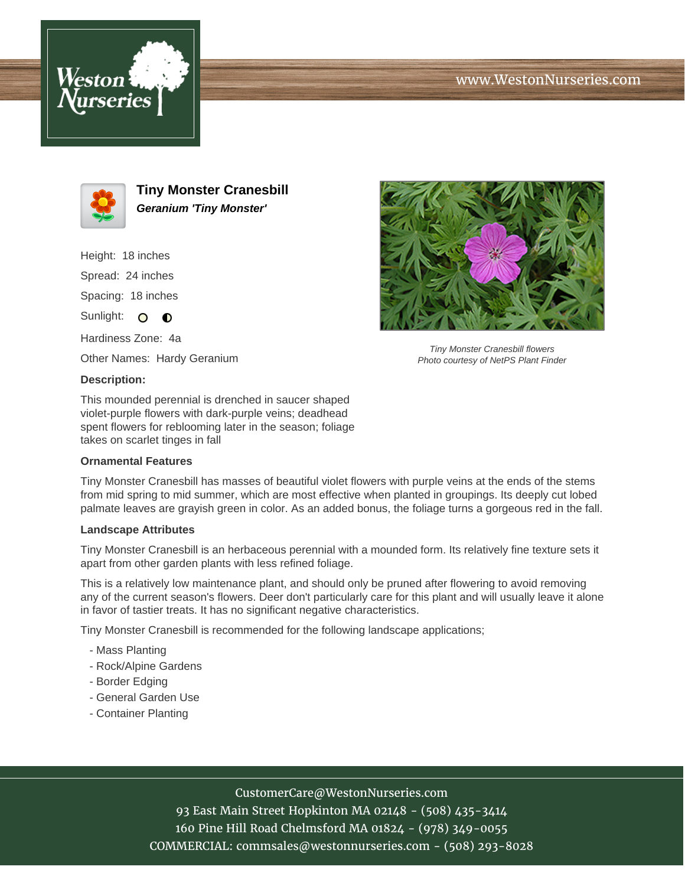# Tiny Monster Cranesbill

***Geranium 'Tiny Monster'***

Height: 18 inches

Spread: 24 inches

Spacing: 18 inches

Sunlight:

Hardiness Zone: 4a

Other Names: Hardy Geranium

*Tiny Monster Cranesbill flowers*
*Photo courtesy of NetPS Plant Finder*

**Description:**

This mounded perennial is drenched in saucer shaped violet-purple flowers with dark-purple veins; deadhead spent flowers for reblooming later in the season; foliage takes on scarlet tinges in fall

### Ornamental Features

Tiny Monster Cranesbill has masses of beautiful violet flowers with purple veins at the ends of the stems from mid spring to mid summer, which are most effective when planted in groupings. Its deeply cut lobed palmate leaves are grayish green in color. As an added bonus, the foliage turns a gorgeous red in the fall.

### Landscape Attributes

Tiny Monster Cranesbill is an herbaceous perennial with a mounded form. Its relatively fine texture sets it apart from other garden plants with less refined foliage.

This is a relatively low maintenance plant, and should only be pruned after flowering to avoid removing any of the current season's flowers. Deer don't particularly care for this plant and will usually leave it alone in favor of tastier treats. It has no significant negative characteristics.

Tiny Monster Cranesbill is recommended for the following landscape applications;

- Mass Planting
- Rock/Alpine Gardens
- Border Edging
- General Garden Use
- Container Planting

CustomerCare@WestonNurseries.com
93 East Main Street Hopkinton MA 02148 - (508) 435-3414
160 Pine Hill Road Chelmsford MA 01824 - (978) 349-0055
COMMERCIAL: commsales@westonnurseries.com - (508) 293-8028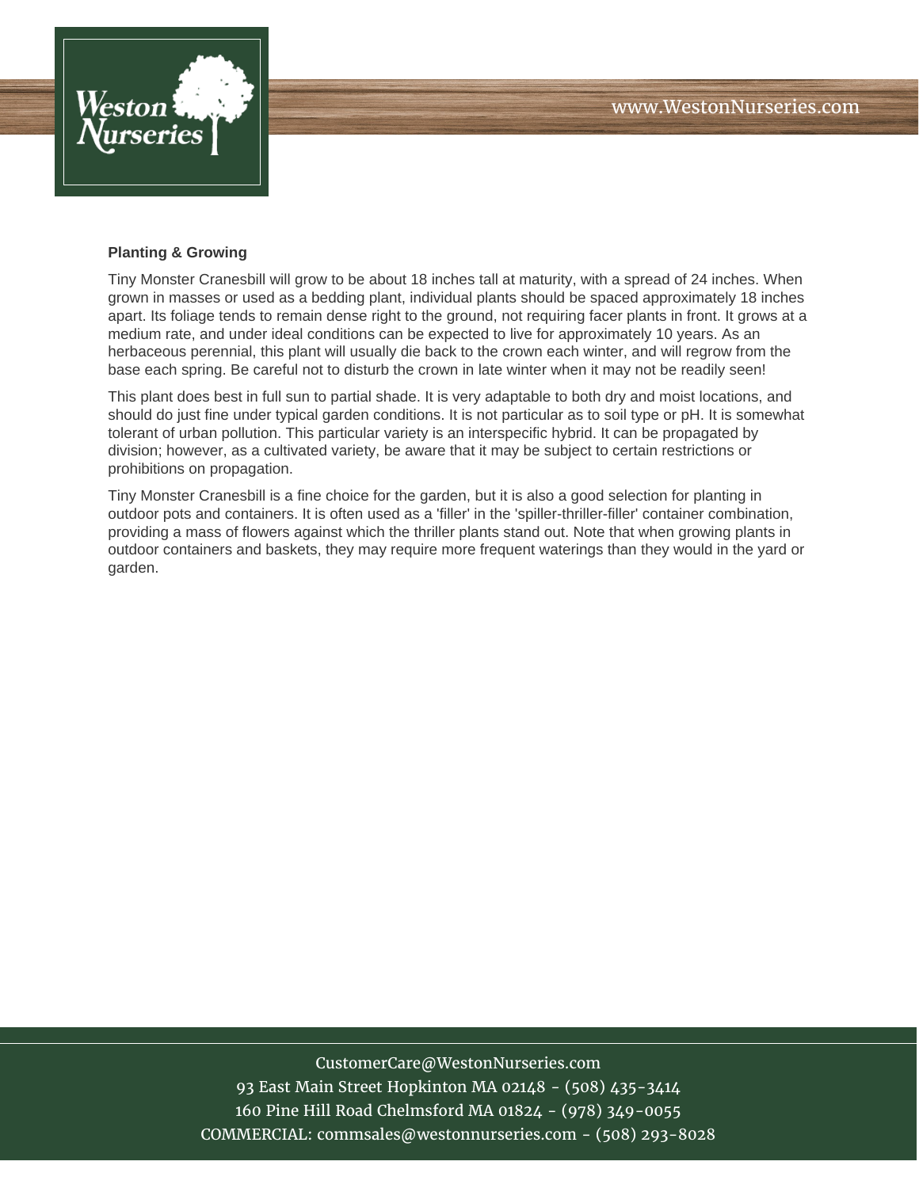### Planting & Growing

Tiny Monster Cranesbill will grow to be about 18 inches tall at maturity, with a spread of 24 inches. When grown in masses or used as a bedding plant, individual plants should be spaced approximately 18 inches apart. Its foliage tends to remain dense right to the ground, not requiring facer plants in front. It grows at a medium rate, and under ideal conditions can be expected to live for approximately 10 years. As an herbaceous perennial, this plant will usually die back to the crown each winter, and will regrow from the base each spring. Be careful not to disturb the crown in late winter when it may not be readily seen!

This plant does best in full sun to partial shade. It is very adaptable to both dry and moist locations, and should do just fine under typical garden conditions. It is not particular as to soil type or pH. It is somewhat tolerant of urban pollution. This particular variety is an interspecific hybrid. It can be propagated by division; however, as a cultivated variety, be aware that it may be subject to certain restrictions or prohibitions on propagation.

Tiny Monster Cranesbill is a fine choice for the garden, but it is also a good selection for planting in outdoor pots and containers. It is often used as a 'filler' in the 'spiller-thriller-filler' container combination, providing a mass of flowers against which the thriller plants stand out. Note that when growing plants in outdoor containers and baskets, they may require more frequent waterings than they would in the yard or garden.